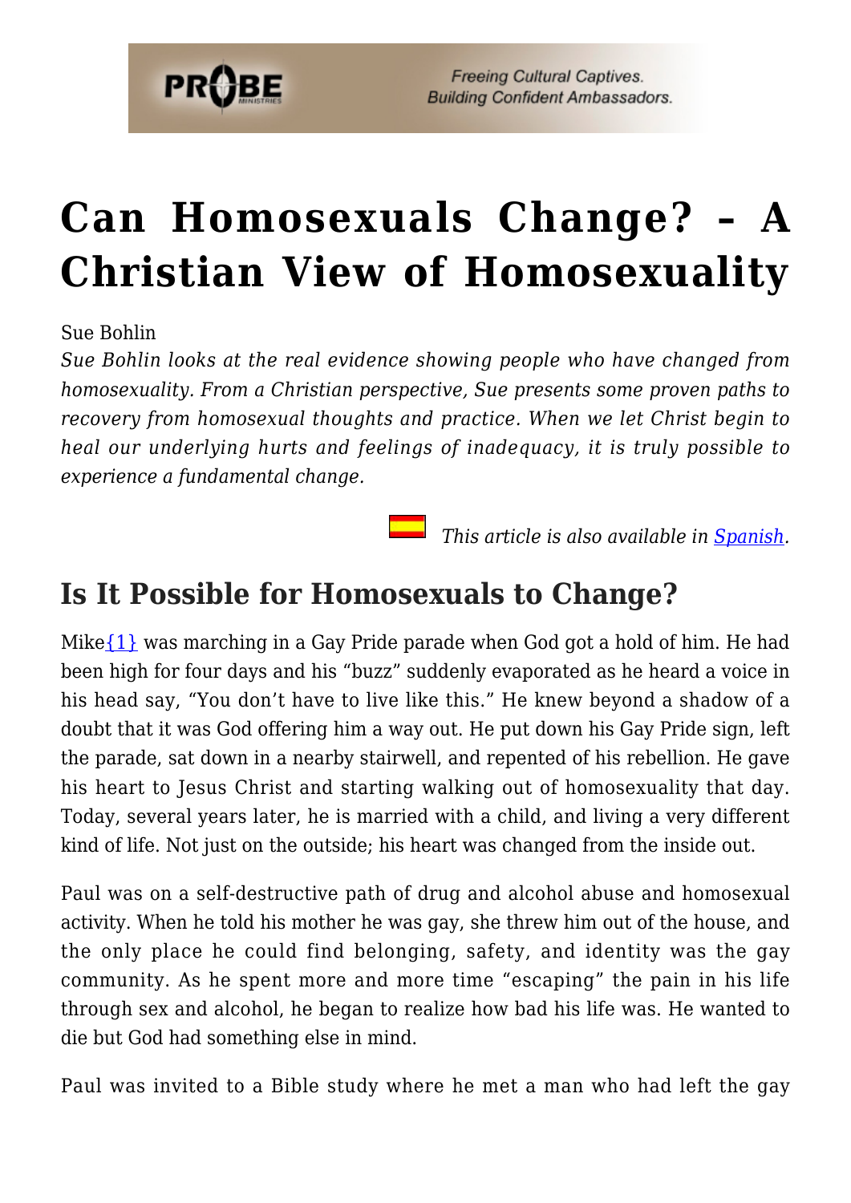# Can Homosexuals Change? – A Christian View of Homosexuality

Sue Bohlin

*Sue Bohlin looks at the real evidence showing people who have changed from homosexuality. From a Christian perspective, Sue presents some proven paths to recovery from homosexual thoughts and practice. When we let Christ begin to heal our underlying hurts and feelings of inadequacy, it is truly possible to experience a fundamental change.*

*This article is also available in Spanish.*

## Is It Possible for Homosexuals to Change?

Mike[1] was marching in a Gay Pride parade when God got a hold of him. He had been high for four days and his "buzz" suddenly evaporated as he heard a voice in his head say, "You don't have to live like this." He knew beyond a shadow of a doubt that it was God offering him a way out. He put down his Gay Pride sign, left the parade, sat down in a nearby stairwell, and repented of his rebellion. He gave his heart to Jesus Christ and starting walking out of homosexuality that day. Today, several years later, he is married with a child, and living a very different kind of life. Not just on the outside; his heart was changed from the inside out.

Paul was on a self-destructive path of drug and alcohol abuse and homosexual activity. When he told his mother he was gay, she threw him out of the house, and the only place he could find belonging, safety, and identity was the gay community. As he spent more and more time "escaping" the pain in his life through sex and alcohol, he began to realize how bad his life was. He wanted to die but God had something else in mind.

Paul was invited to a Bible study where he met a man who had left the gay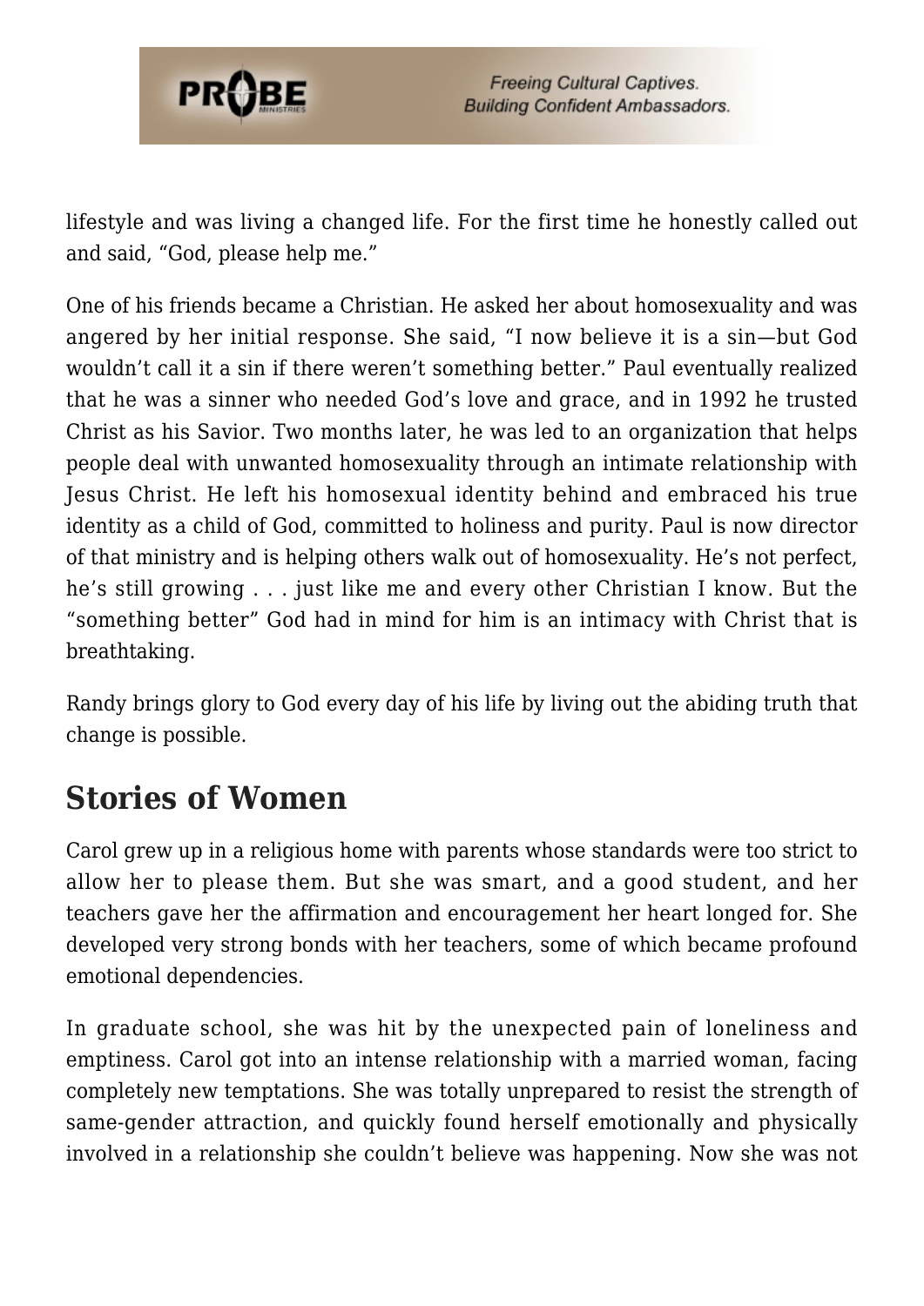lifestyle and was living a changed life. For the first time he honestly called out and said, "God, please help me."

One of his friends became a Christian. He asked her about homosexuality and was angered by her initial response. She said, "I now believe it is a sin—but God wouldn't call it a sin if there weren't something better." Paul eventually realized that he was a sinner who needed God's love and grace, and in 1992 he trusted Christ as his Savior. Two months later, he was led to an organization that helps people deal with unwanted homosexuality through an intimate relationship with Jesus Christ. He left his homosexual identity behind and embraced his true identity as a child of God, committed to holiness and purity. Paul is now director of that ministry and is helping others walk out of homosexuality. He's not perfect, he's still growing . . . just like me and every other Christian I know. But the "something better" God had in mind for him is an intimacy with Christ that is breathtaking.

Randy brings glory to God every day of his life by living out the abiding truth that change is possible.

## Stories of Women

Carol grew up in a religious home with parents whose standards were too strict to allow her to please them. But she was smart, and a good student, and her teachers gave her the affirmation and encouragement her heart longed for. She developed very strong bonds with her teachers, some of which became profound emotional dependencies.

In graduate school, she was hit by the unexpected pain of loneliness and emptiness. Carol got into an intense relationship with a married woman, facing completely new temptations. She was totally unprepared to resist the strength of same-gender attraction, and quickly found herself emotionally and physically involved in a relationship she couldn't believe was happening. Now she was not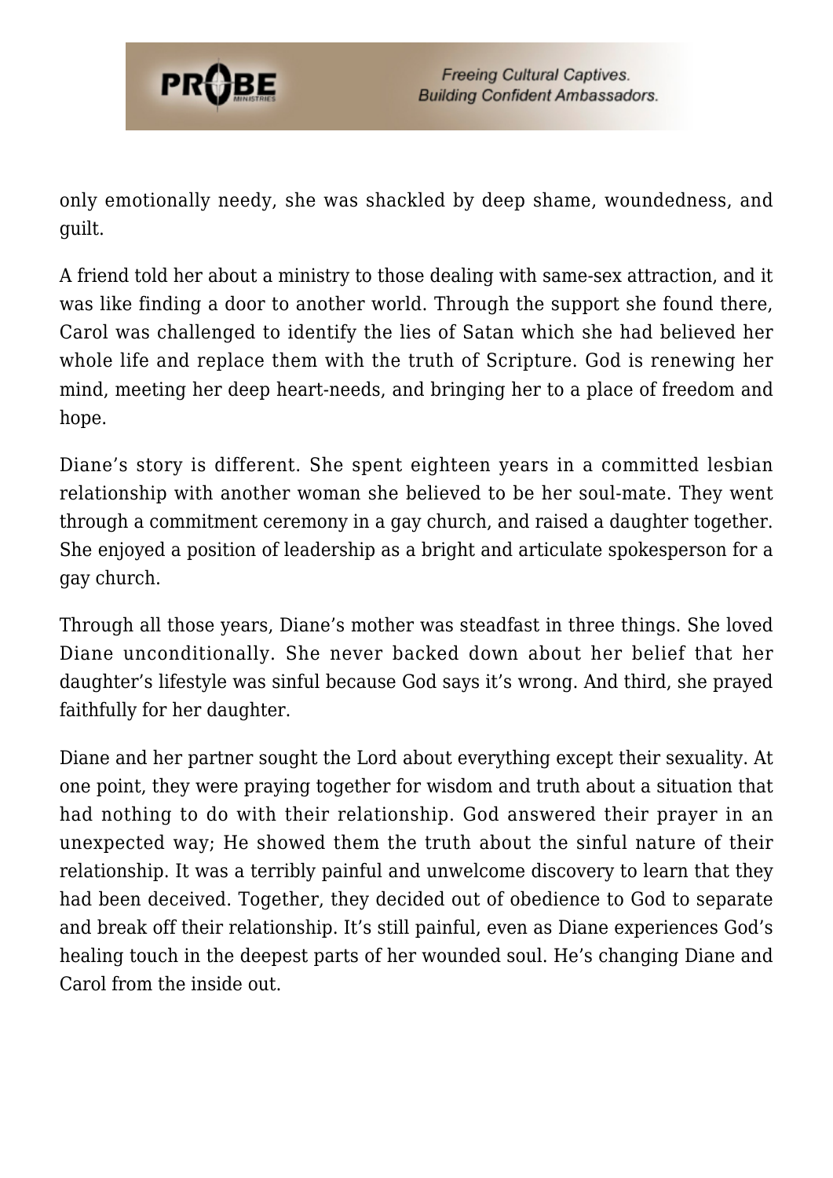only emotionally needy, she was shackled by deep shame, woundedness, and guilt.

A friend told her about a ministry to those dealing with same-sex attraction, and it was like finding a door to another world. Through the support she found there, Carol was challenged to identify the lies of Satan which she had believed her whole life and replace them with the truth of Scripture. God is renewing her mind, meeting her deep heart-needs, and bringing her to a place of freedom and hope.

Diane's story is different. She spent eighteen years in a committed lesbian relationship with another woman she believed to be her soul-mate. They went through a commitment ceremony in a gay church, and raised a daughter together. She enjoyed a position of leadership as a bright and articulate spokesperson for a gay church.

Through all those years, Diane's mother was steadfast in three things. She loved Diane unconditionally. She never backed down about her belief that her daughter's lifestyle was sinful because God says it's wrong. And third, she prayed faithfully for her daughter.

Diane and her partner sought the Lord about everything except their sexuality. At one point, they were praying together for wisdom and truth about a situation that had nothing to do with their relationship. God answered their prayer in an unexpected way; He showed them the truth about the sinful nature of their relationship. It was a terribly painful and unwelcome discovery to learn that they had been deceived. Together, they decided out of obedience to God to separate and break off their relationship. It's still painful, even as Diane experiences God's healing touch in the deepest parts of her wounded soul. He's changing Diane and Carol from the inside out.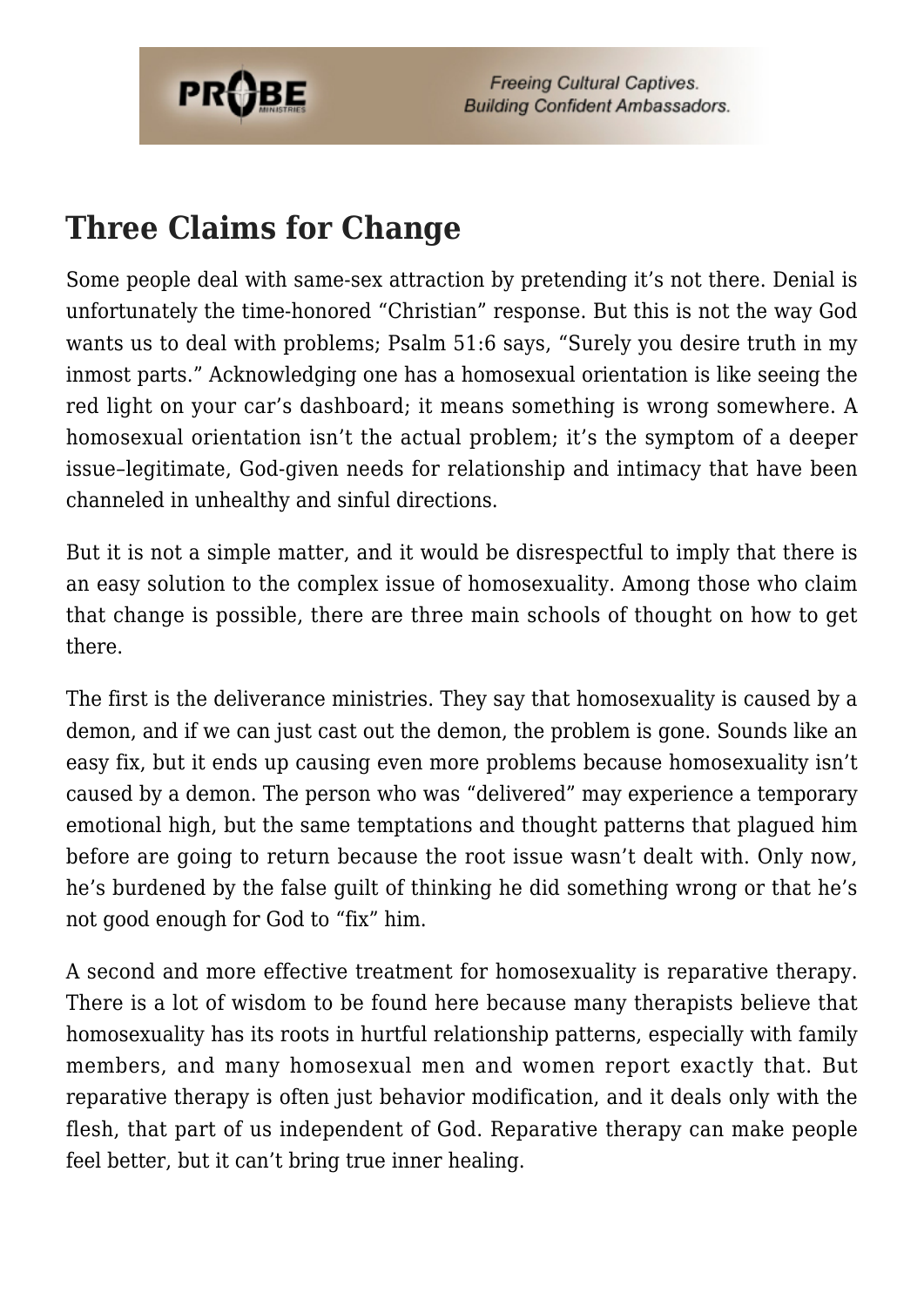## Three Claims for Change

Some people deal with same-sex attraction by pretending it's not there. Denial is unfortunately the time-honored "Christian" response. But this is not the way God wants us to deal with problems; Psalm 51:6 says, "Surely you desire truth in my inmost parts." Acknowledging one has a homosexual orientation is like seeing the red light on your car's dashboard; it means something is wrong somewhere. A homosexual orientation isn't the actual problem; it's the symptom of a deeper issue–legitimate, God-given needs for relationship and intimacy that have been channeled in unhealthy and sinful directions.

But it is not a simple matter, and it would be disrespectful to imply that there is an easy solution to the complex issue of homosexuality. Among those who claim that change is possible, there are three main schools of thought on how to get there.

The first is the deliverance ministries. They say that homosexuality is caused by a demon, and if we can just cast out the demon, the problem is gone. Sounds like an easy fix, but it ends up causing even more problems because homosexuality isn't caused by a demon. The person who was "delivered" may experience a temporary emotional high, but the same temptations and thought patterns that plagued him before are going to return because the root issue wasn't dealt with. Only now, he's burdened by the false guilt of thinking he did something wrong or that he's not good enough for God to "fix" him.

A second and more effective treatment for homosexuality is reparative therapy. There is a lot of wisdom to be found here because many therapists believe that homosexuality has its roots in hurtful relationship patterns, especially with family members, and many homosexual men and women report exactly that. But reparative therapy is often just behavior modification, and it deals only with the flesh, that part of us independent of God. Reparative therapy can make people feel better, but it can't bring true inner healing.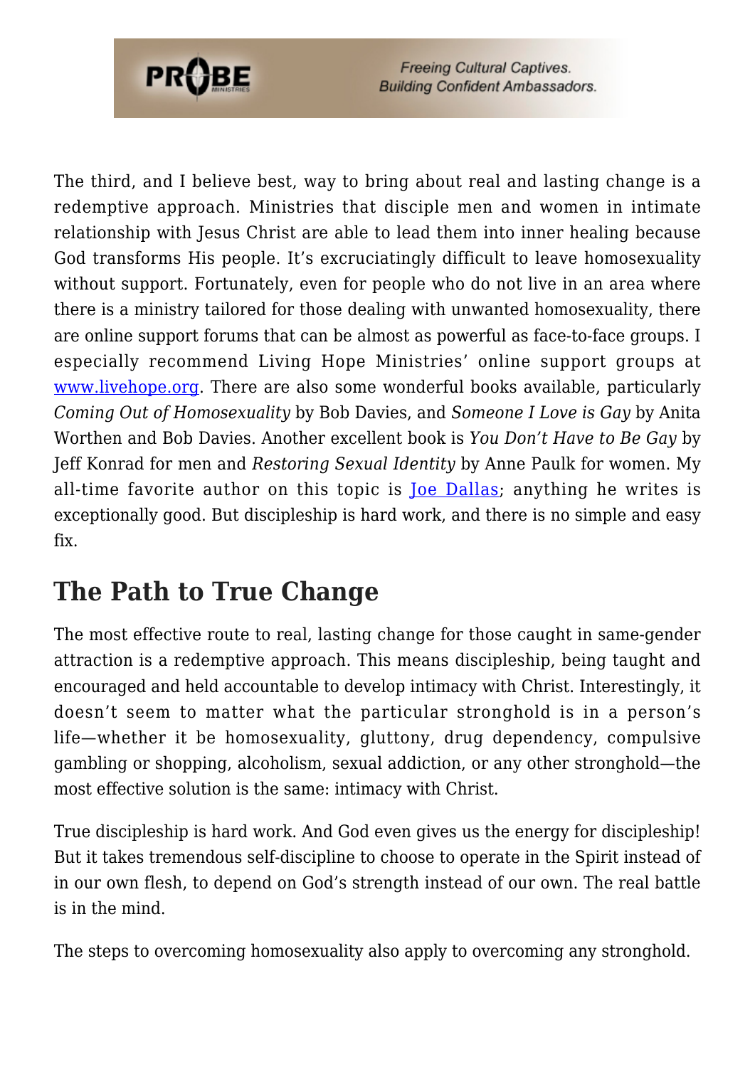The third, and I believe best, way to bring about real and lasting change is a redemptive approach. Ministries that disciple men and women in intimate relationship with Jesus Christ are able to lead them into inner healing because God transforms His people. It's excruciatingly difficult to leave homosexuality without support. Fortunately, even for people who do not live in an area where there is a ministry tailored for those dealing with unwanted homosexuality, there are online support forums that can be almost as powerful as face-to-face groups. I especially recommend Living Hope Ministries' online support groups at [www.livehope.org](http://www.livehope.org). There are also some wonderful books available, particularly *Coming Out of Homosexuality* by Bob Davies, and *Someone I Love is Gay* by Anita Worthen and Bob Davies. Another excellent book is *You Don't Have to Be Gay* by Jeff Konrad for men and *Restoring Sexual Identity* by Anne Paulk for women. My all-time favorite author on this topic is [Joe Dallas](); anything he writes is exceptionally good. But discipleship is hard work, and there is no simple and easy fix.

## The Path to True Change

The most effective route to real, lasting change for those caught in same-gender attraction is a redemptive approach. This means discipleship, being taught and encouraged and held accountable to develop intimacy with Christ. Interestingly, it doesn't seem to matter what the particular stronghold is in a person's life—whether it be homosexuality, gluttony, drug dependency, compulsive gambling or shopping, alcoholism, sexual addiction, or any other stronghold—the most effective solution is the same: intimacy with Christ.

True discipleship is hard work. And God even gives us the energy for discipleship! But it takes tremendous self-discipline to choose to operate in the Spirit instead of in our own flesh, to depend on God's strength instead of our own. The real battle is in the mind.

The steps to overcoming homosexuality also apply to overcoming any stronghold.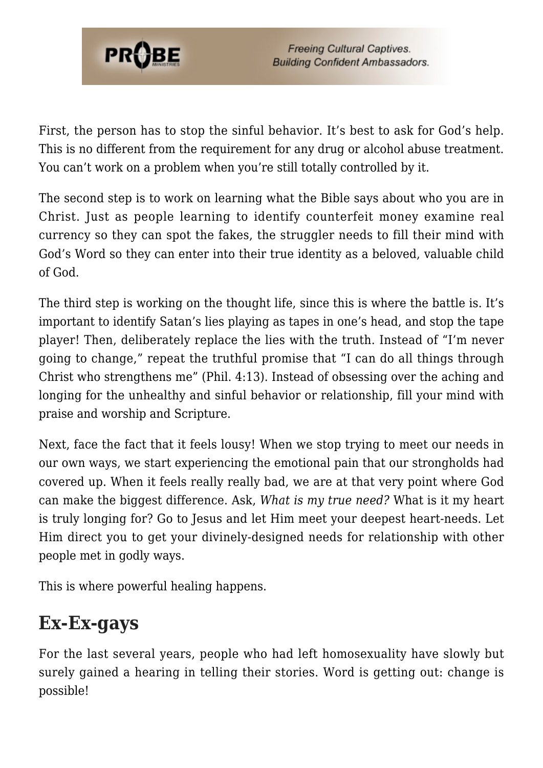First, the person has to stop the sinful behavior. It's best to ask for God's help. This is no different from the requirement for any drug or alcohol abuse treatment. You can't work on a problem when you're still totally controlled by it.

The second step is to work on learning what the Bible says about who you are in Christ. Just as people learning to identify counterfeit money examine real currency so they can spot the fakes, the struggler needs to fill their mind with God's Word so they can enter into their true identity as a beloved, valuable child of God.

The third step is working on the thought life, since this is where the battle is. It's important to identify Satan's lies playing as tapes in one's head, and stop the tape player! Then, deliberately replace the lies with the truth. Instead of "I'm never going to change," repeat the truthful promise that "I can do all things through Christ who strengthens me" (Phil. 4:13). Instead of obsessing over the aching and longing for the unhealthy and sinful behavior or relationship, fill your mind with praise and worship and Scripture.

Next, face the fact that it feels lousy! When we stop trying to meet our needs in our own ways, we start experiencing the emotional pain that our strongholds had covered up. When it feels really really bad, we are at that very point where God can make the biggest difference. Ask, *What is my true need?* What is it my heart is truly longing for? Go to Jesus and let Him meet your deepest heart-needs. Let Him direct you to get your divinely-designed needs for relationship with other people met in godly ways.

This is where powerful healing happens.

## Ex-Ex-gays

For the last several years, people who had left homosexuality have slowly but surely gained a hearing in telling their stories. Word is getting out: change is possible!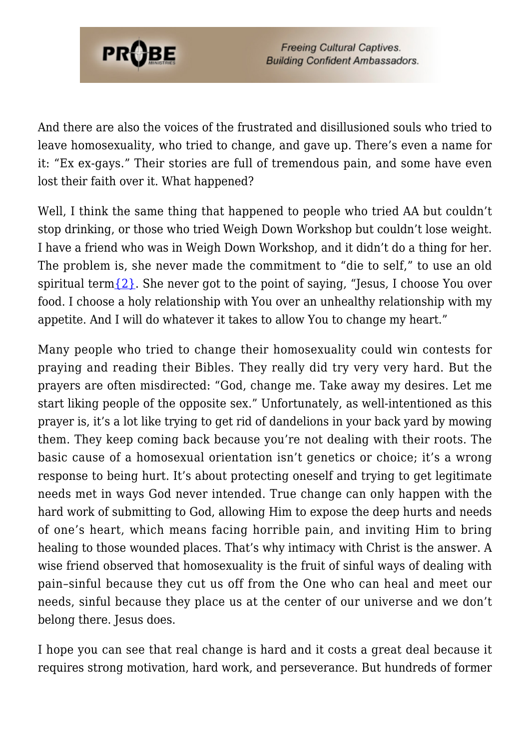And there are also the voices of the frustrated and disillusioned souls who tried to leave homosexuality, who tried to change, and gave up. There's even a name for it: "Ex ex-gays." Their stories are full of tremendous pain, and some have even lost their faith over it. What happened?

Well, I think the same thing that happened to people who tried AA but couldn't stop drinking, or those who tried Weigh Down Workshop but couldn't lose weight. I have a friend who was in Weigh Down Workshop, and it didn't do a thing for her. The problem is, she never made the commitment to "die to self," to use an old spiritual term{2}. She never got to the point of saying, "Jesus, I choose You over food. I choose a holy relationship with You over an unhealthy relationship with my appetite. And I will do whatever it takes to allow You to change my heart."

Many people who tried to change their homosexuality could win contests for praying and reading their Bibles. They really did try very very hard. But the prayers are often misdirected: "God, change me. Take away my desires. Let me start liking people of the opposite sex." Unfortunately, as well-intentioned as this prayer is, it's a lot like trying to get rid of dandelions in your back yard by mowing them. They keep coming back because you're not dealing with their roots. The basic cause of a homosexual orientation isn't genetics or choice; it's a wrong response to being hurt. It's about protecting oneself and trying to get legitimate needs met in ways God never intended. True change can only happen with the hard work of submitting to God, allowing Him to expose the deep hurts and needs of one's heart, which means facing horrible pain, and inviting Him to bring healing to those wounded places. That's why intimacy with Christ is the answer. A wise friend observed that homosexuality is the fruit of sinful ways of dealing with pain–sinful because they cut us off from the One who can heal and meet our needs, sinful because they place us at the center of our universe and we don't belong there. Jesus does.

I hope you can see that real change is hard and it costs a great deal because it requires strong motivation, hard work, and perseverance. But hundreds of former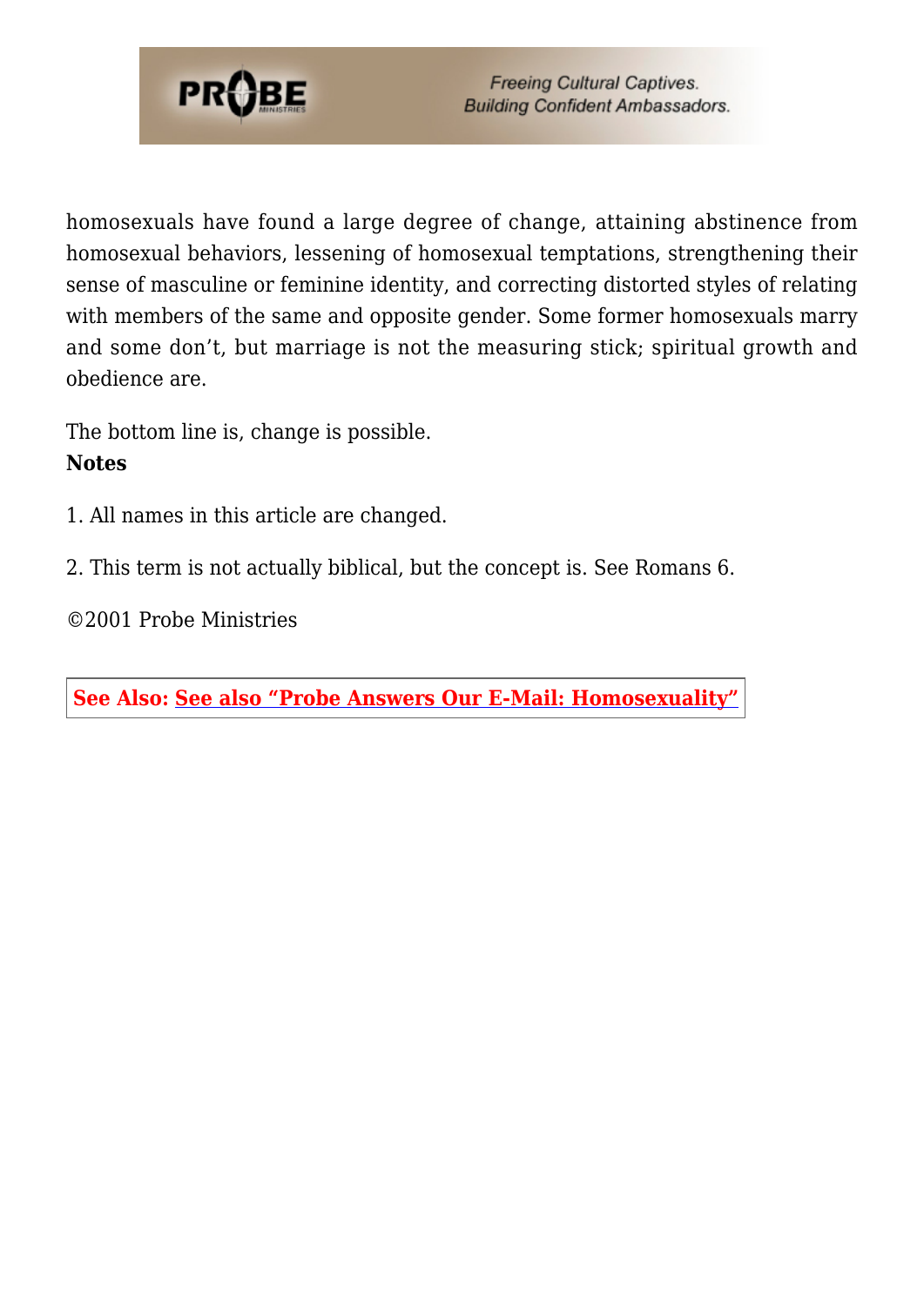homosexuals have found a large degree of change, attaining abstinence from homosexual behaviors, lessening of homosexual temptations, strengthening their sense of masculine or feminine identity, and correcting distorted styles of relating with members of the same and opposite gender. Some former homosexuals marry and some don't, but marriage is not the measuring stick; spiritual growth and obedience are.

The bottom line is, change is possible.

**Notes**

1. All names in this article are changed.

2. This term is not actually biblical, but the concept is. See Romans 6.

©2001 Probe Ministries

**See Also: See also "Probe Answers Our E-Mail: Homosexuality"**